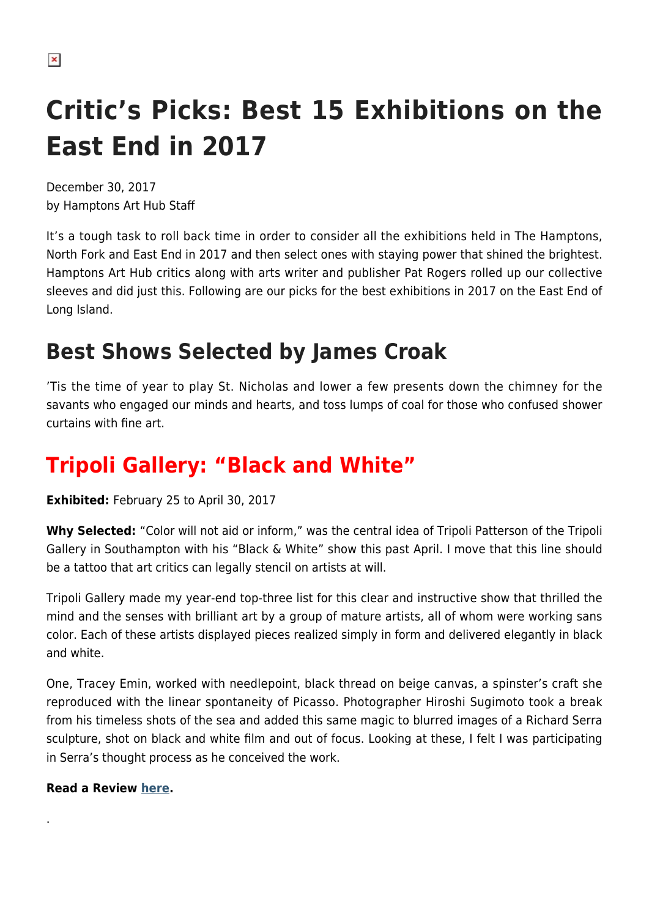# Critic's Picks: Best 15 Exhibitions on the East End in 2017

December 30, 2017
by Hamptons Art Hub Staff

It's a tough task to roll back time in order to consider all the exhibitions held in The Hamptons, North Fork and East End in 2017 and then select ones with staying power that shined the brightest. Hamptons Art Hub critics along with arts writer and publisher Pat Rogers rolled up our collective sleeves and did just this. Following are our picks for the best exhibitions in 2017 on the East End of Long Island.

## Best Shows Selected by James Croak

'Tis the time of year to play St. Nicholas and lower a few presents down the chimney for the savants who engaged our minds and hearts, and toss lumps of coal for those who confused shower curtains with fine art.

## Tripoli Gallery: "Black and White"

**Exhibited:** February 25 to April 30, 2017

**Why Selected:** "Color will not aid or inform," was the central idea of Tripoli Patterson of the Tripoli Gallery in Southampton with his "Black & White" show this past April. I move that this line should be a tattoo that art critics can legally stencil on artists at will.

Tripoli Gallery made my year-end top-three list for this clear and instructive show that thrilled the mind and the senses with brilliant art by a group of mature artists, all of whom were working sans color. Each of these artists displayed pieces realized simply in form and delivered elegantly in black and white.

One, Tracey Emin, worked with needlepoint, black thread on beige canvas, a spinster's craft she reproduced with the linear spontaneity of Picasso. Photographer Hiroshi Sugimoto took a break from his timeless shots of the sea and added this same magic to blurred images of a Richard Serra sculpture, shot on black and white film and out of focus. Looking at these, I felt I was participating in Serra's thought process as he conceived the work.

**Read a Review here.**

.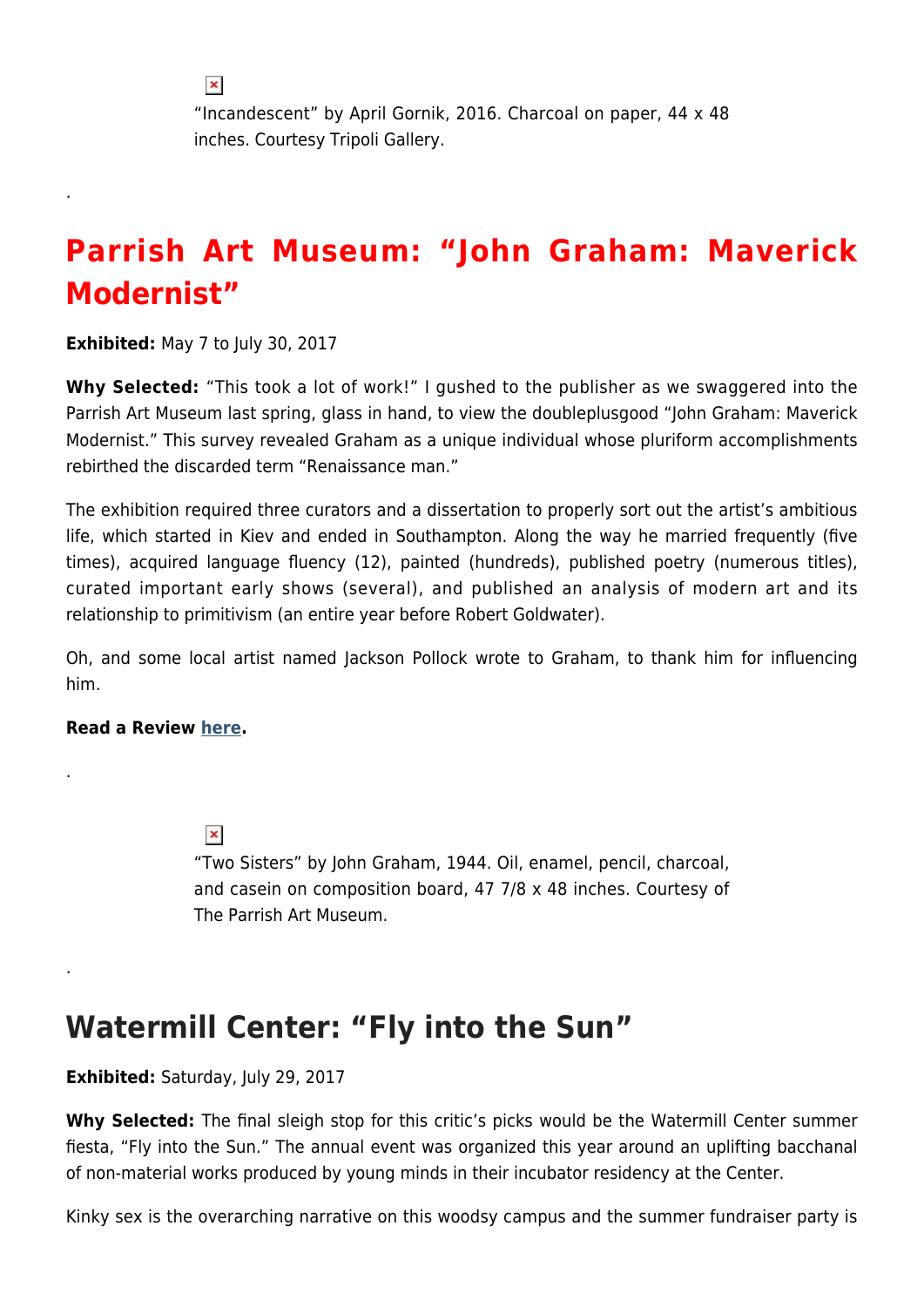"Incandescent" by April Gornik, 2016. Charcoal on paper, 44 x 48 inches. Courtesy Tripoli Gallery.

.

## Parrish Art Museum: "John Graham: Maverick Modernist"

**Exhibited:** May 7 to July 30, 2017

**Why Selected:** "This took a lot of work!" I gushed to the publisher as we swaggered into the Parrish Art Museum last spring, glass in hand, to view the doubleplusgood "John Graham: Maverick Modernist." This survey revealed Graham as a unique individual whose pluriform accomplishments rebirthed the discarded term "Renaissance man."

The exhibition required three curators and a dissertation to properly sort out the artist's ambitious life, which started in Kiev and ended in Southampton. Along the way he married frequently (five times), acquired language fluency (12), painted (hundreds), published poetry (numerous titles), curated important early shows (several), and published an analysis of modern art and its relationship to primitivism (an entire year before Robert Goldwater).

Oh, and some local artist named Jackson Pollock wrote to Graham, to thank him for influencing him.

**Read a Review here.**

.

"Two Sisters" by John Graham, 1944. Oil, enamel, pencil, charcoal, and casein on composition board, 47 7/8 x 48 inches. Courtesy of The Parrish Art Museum.

.

## Watermill Center: "Fly into the Sun"

**Exhibited:** Saturday, July 29, 2017

**Why Selected:** The final sleigh stop for this critic's picks would be the Watermill Center summer fiesta, "Fly into the Sun." The annual event was organized this year around an uplifting bacchanal of non-material works produced by young minds in their incubator residency at the Center.

Kinky sex is the overarching narrative on this woodsy campus and the summer fundraiser party is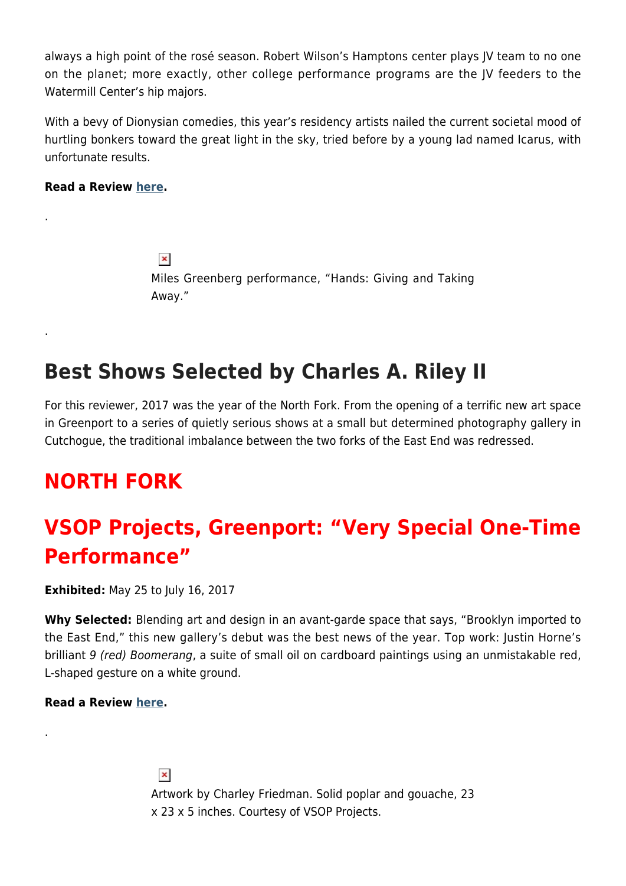always a high point of the rosé season. Robert Wilson's Hamptons center plays JV team to no one on the planet; more exactly, other college performance programs are the JV feeders to the Watermill Center's hip majors.

With a bevy of Dionysian comedies, this year's residency artists nailed the current societal mood of hurtling bonkers toward the great light in the sky, tried before by a young lad named Icarus, with unfortunate results.

**Read a Review here.**

.

Miles Greenberg performance, "Hands: Giving and Taking Away."

.

## Best Shows Selected by Charles A. Riley II

For this reviewer, 2017 was the year of the North Fork. From the opening of a terrific new art space in Greenport to a series of quietly serious shows at a small but determined photography gallery in Cutchogue, the traditional imbalance between the two forks of the East End was redressed.

## NORTH FORK

## VSOP Projects, Greenport: "Very Special One-Time Performance"

**Exhibited:** May 25 to July 16, 2017

**Why Selected:** Blending art and design in an avant-garde space that says, "Brooklyn imported to the East End," this new gallery's debut was the best news of the year. Top work: Justin Horne's brilliant *9 (red) Boomerang*, a suite of small oil on cardboard paintings using an unmistakable red, L-shaped gesture on a white ground.

**Read a Review here.**

.

Artwork by Charley Friedman. Solid poplar and gouache, 23 x 23 x 5 inches. Courtesy of VSOP Projects.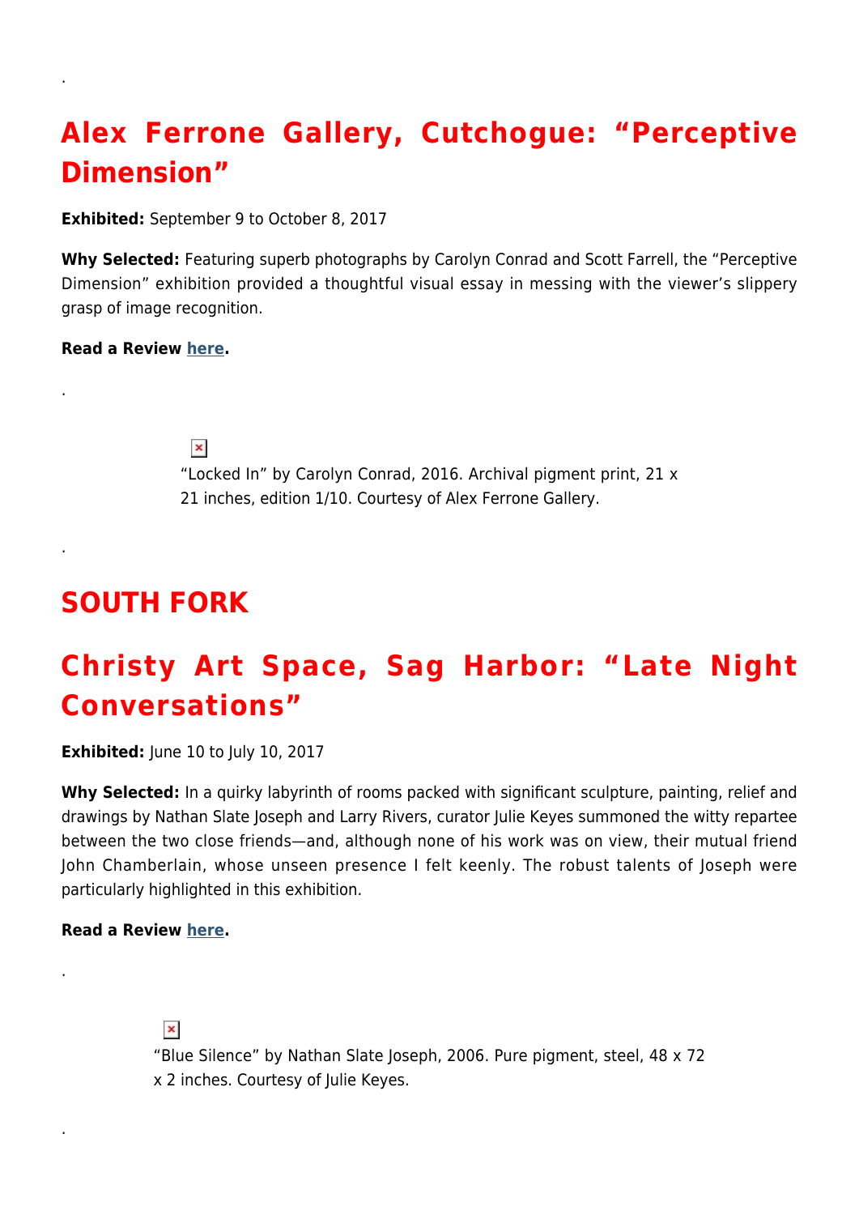.

## Alex Ferrone Gallery, Cutchogue: "Perceptive Dimension"

**Exhibited:** September 9 to October 8, 2017

**Why Selected:** Featuring superb photographs by Carolyn Conrad and Scott Farrell, the "Perceptive Dimension" exhibition provided a thoughtful visual essay in messing with the viewer's slippery grasp of image recognition.

**Read a Review here.**

.

"Locked In" by Carolyn Conrad, 2016. Archival pigment print, 21 x 21 inches, edition 1/10. Courtesy of Alex Ferrone Gallery.

.

# SOUTH FORK

## Christy Art Space, Sag Harbor: "Late Night Conversations"

**Exhibited:** June 10 to July 10, 2017

**Why Selected:** In a quirky labyrinth of rooms packed with significant sculpture, painting, relief and drawings by Nathan Slate Joseph and Larry Rivers, curator Julie Keyes summoned the witty repartee between the two close friends—and, although none of his work was on view, their mutual friend John Chamberlain, whose unseen presence I felt keenly. The robust talents of Joseph were particularly highlighted in this exhibition.

**Read a Review here.**

.

"Blue Silence" by Nathan Slate Joseph, 2006. Pure pigment, steel, 48 x 72 x 2 inches. Courtesy of Julie Keyes.

.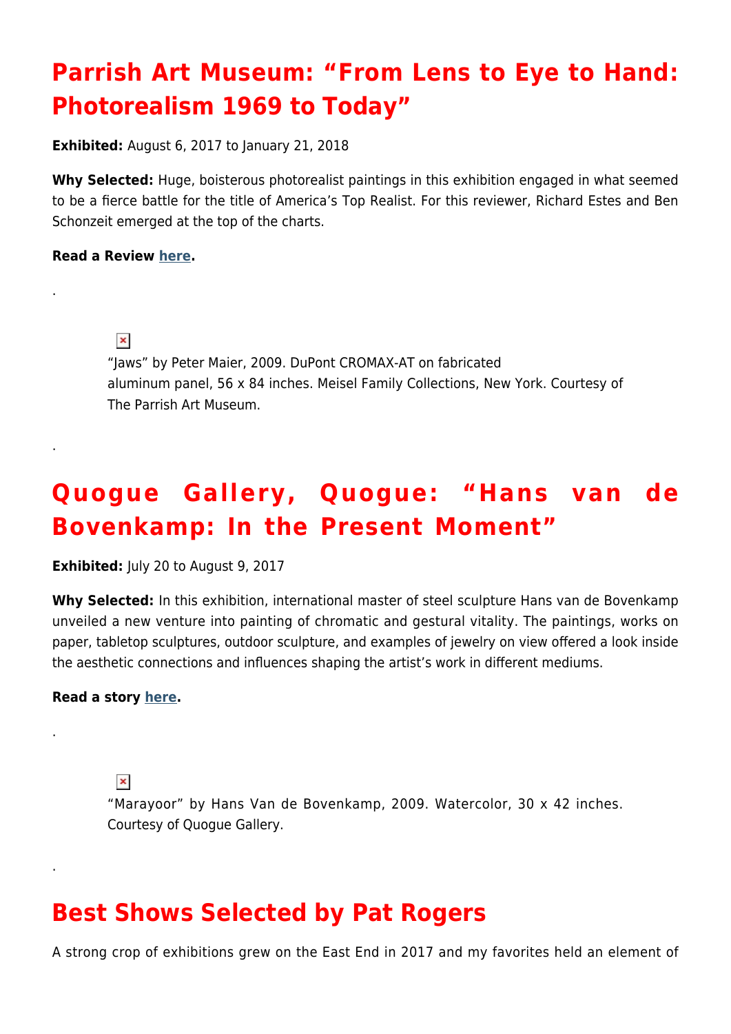## Parrish Art Museum: "From Lens to Eye to Hand: Photorealism 1969 to Today"

**Exhibited:** August 6, 2017 to January 21, 2018

**Why Selected:** Huge, boisterous photorealist paintings in this exhibition engaged in what seemed to be a fierce battle for the title of America's Top Realist. For this reviewer, Richard Estes and Ben Schonzeit emerged at the top of the charts.

**Read a Review here.**

.

"Jaws" by Peter Maier, 2009. DuPont CROMAX-AT on fabricated aluminum panel, 56 x 84 inches. Meisel Family Collections, New York. Courtesy of The Parrish Art Museum.

.

## Quogue Gallery, Quogue: "Hans van de Bovenkamp: In the Present Moment"

**Exhibited:** July 20 to August 9, 2017

**Why Selected:** In this exhibition, international master of steel sculpture Hans van de Bovenkamp unveiled a new venture into painting of chromatic and gestural vitality. The paintings, works on paper, tabletop sculptures, outdoor sculpture, and examples of jewelry on view offered a look inside the aesthetic connections and influences shaping the artist's work in different mediums.

**Read a story here.**

.

"Marayoor" by Hans Van de Bovenkamp, 2009. Watercolor, 30 x 42 inches. Courtesy of Quogue Gallery.

.

## Best Shows Selected by Pat Rogers

A strong crop of exhibitions grew on the East End in 2017 and my favorites held an element of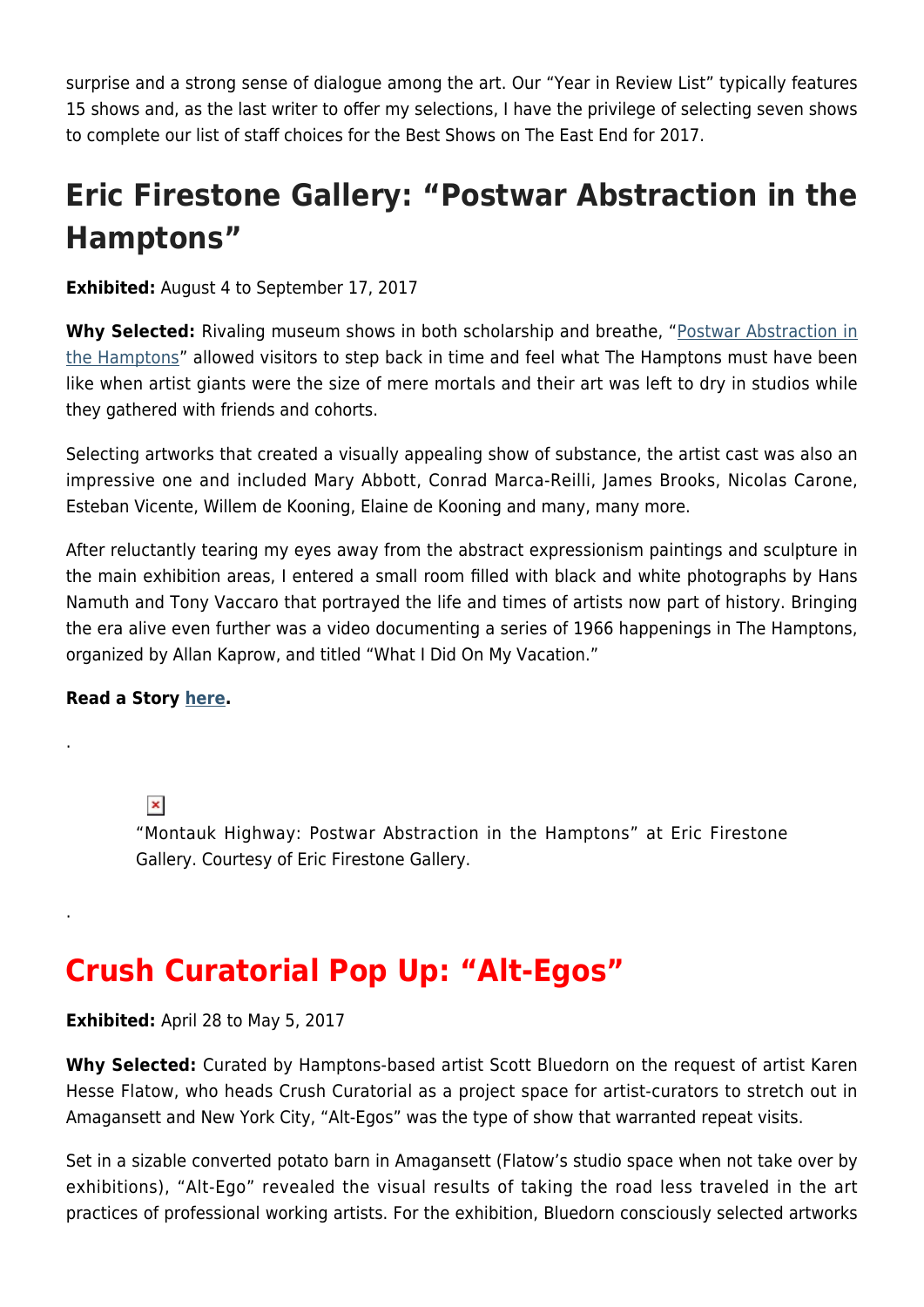surprise and a strong sense of dialogue among the art. Our "Year in Review List" typically features 15 shows and, as the last writer to offer my selections, I have the privilege of selecting seven shows to complete our list of staff choices for the Best Shows on The East End for 2017.

## Eric Firestone Gallery: "Postwar Abstraction in the Hamptons"

**Exhibited:** August 4 to September 17, 2017

**Why Selected:** Rivaling museum shows in both scholarship and breathe, "Postwar Abstraction in the Hamptons" allowed visitors to step back in time and feel what The Hamptons must have been like when artist giants were the size of mere mortals and their art was left to dry in studios while they gathered with friends and cohorts.

Selecting artworks that created a visually appealing show of substance, the artist cast was also an impressive one and included Mary Abbott, Conrad Marca-Reilli, James Brooks, Nicolas Carone, Esteban Vicente, Willem de Kooning, Elaine de Kooning and many, many more.

After reluctantly tearing my eyes away from the abstract expressionism paintings and sculpture in the main exhibition areas, I entered a small room filled with black and white photographs by Hans Namuth and Tony Vaccaro that portrayed the life and times of artists now part of history. Bringing the era alive even further was a video documenting a series of 1966 happenings in The Hamptons, organized by Allan Kaprow, and titled "What I Did On My Vacation."

**Read a Story here.**

.

"Montauk Highway: Postwar Abstraction in the Hamptons" at Eric Firestone Gallery. Courtesy of Eric Firestone Gallery.

.

## Crush Curatorial Pop Up: "Alt-Egos"

**Exhibited:** April 28 to May 5, 2017

**Why Selected:** Curated by Hamptons-based artist Scott Bluedorn on the request of artist Karen Hesse Flatow, who heads Crush Curatorial as a project space for artist-curators to stretch out in Amagansett and New York City, "Alt-Egos" was the type of show that warranted repeat visits.

Set in a sizable converted potato barn in Amagansett (Flatow's studio space when not take over by exhibitions), "Alt-Ego" revealed the visual results of taking the road less traveled in the art practices of professional working artists. For the exhibition, Bluedorn consciously selected artworks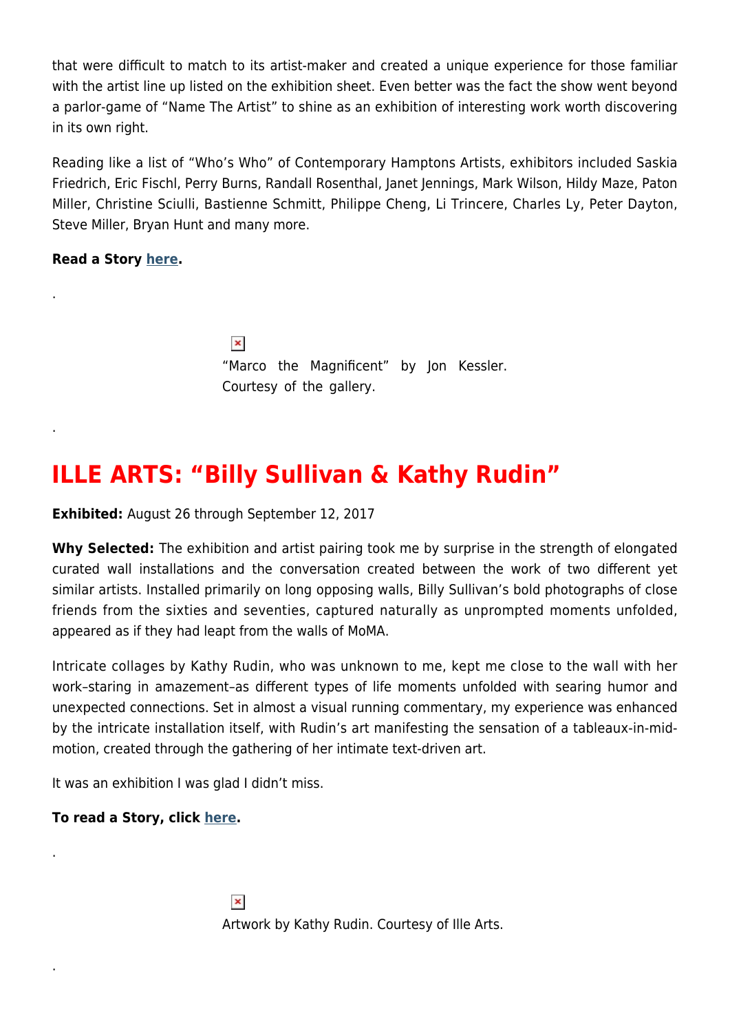that were difficult to match to its artist-maker and created a unique experience for those familiar with the artist line up listed on the exhibition sheet. Even better was the fact the show went beyond a parlor-game of "Name The Artist" to shine as an exhibition of interesting work worth discovering in its own right.

Reading like a list of "Who's Who" of Contemporary Hamptons Artists, exhibitors included Saskia Friedrich, Eric Fischl, Perry Burns, Randall Rosenthal, Janet Jennings, Mark Wilson, Hildy Maze, Paton Miller, Christine Sciulli, Bastienne Schmitt, Philippe Cheng, Li Trincere, Charles Ly, Peter Dayton, Steve Miller, Bryan Hunt and many more.

**Read a Story here.**

.

"Marco the Magnificent" by Jon Kessler. Courtesy of the gallery.

.

## ILLE ARTS: "Billy Sullivan & Kathy Rudin"

**Exhibited:** August 26 through September 12, 2017

**Why Selected:** The exhibition and artist pairing took me by surprise in the strength of elongated curated wall installations and the conversation created between the work of two different yet similar artists. Installed primarily on long opposing walls, Billy Sullivan's bold photographs of close friends from the sixties and seventies, captured naturally as unprompted moments unfolded, appeared as if they had leapt from the walls of MoMA.

Intricate collages by Kathy Rudin, who was unknown to me, kept me close to the wall with her work–staring in amazement–as different types of life moments unfolded with searing humor and unexpected connections. Set in almost a visual running commentary, my experience was enhanced by the intricate installation itself, with Rudin's art manifesting the sensation of a tableaux-in-mid-motion, created through the gathering of her intimate text-driven art.

It was an exhibition I was glad I didn't miss.

**To read a Story, click here.**

.

Artwork by Kathy Rudin. Courtesy of Ille Arts.

.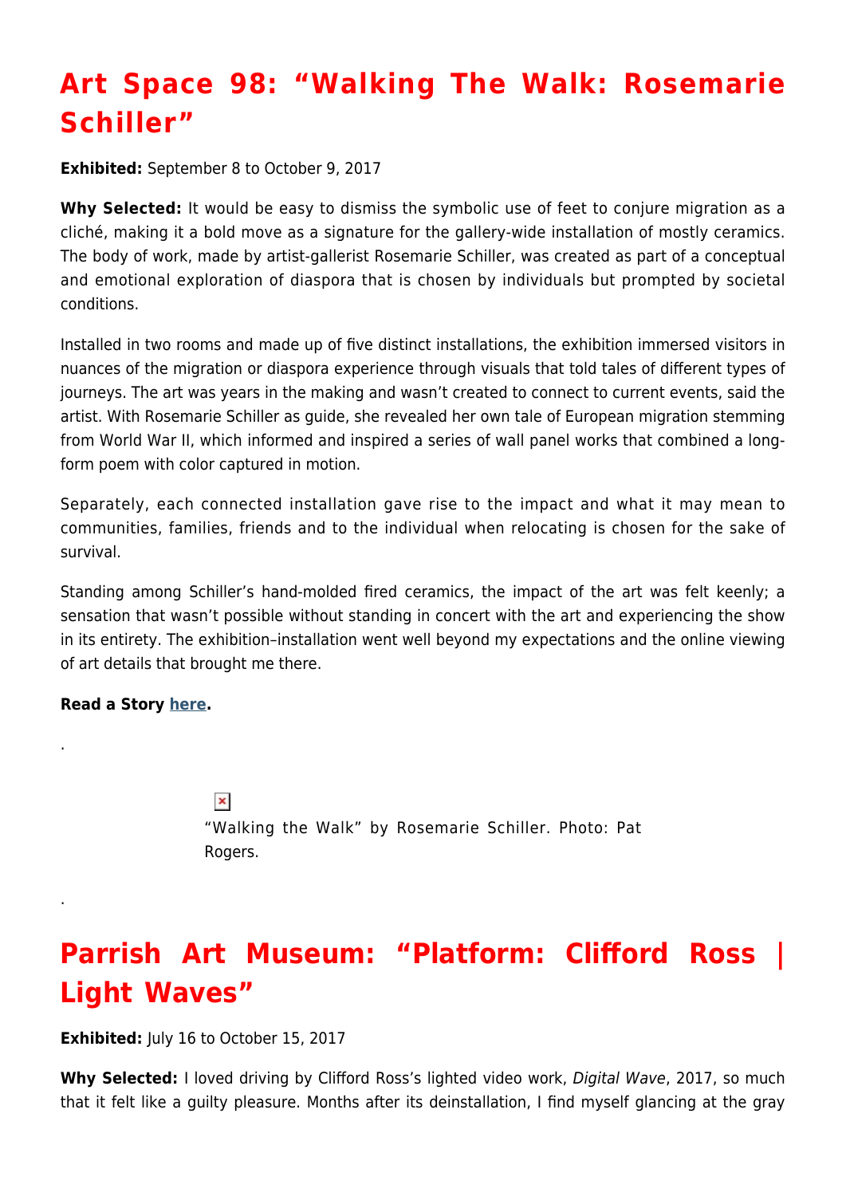# Art Space 98: "Walking The Walk: Rosemarie Schiller"

**Exhibited:** September 8 to October 9, 2017

**Why Selected:** It would be easy to dismiss the symbolic use of feet to conjure migration as a cliché, making it a bold move as a signature for the gallery-wide installation of mostly ceramics. The body of work, made by artist-gallerist Rosemarie Schiller, was created as part of a conceptual and emotional exploration of diaspora that is chosen by individuals but prompted by societal conditions.

Installed in two rooms and made up of five distinct installations, the exhibition immersed visitors in nuances of the migration or diaspora experience through visuals that told tales of different types of journeys. The art was years in the making and wasn't created to connect to current events, said the artist. With Rosemarie Schiller as guide, she revealed her own tale of European migration stemming from World War II, which informed and inspired a series of wall panel works that combined a long-form poem with color captured in motion.

Separately, each connected installation gave rise to the impact and what it may mean to communities, families, friends and to the individual when relocating is chosen for the sake of survival.

Standing among Schiller's hand-molded fired ceramics, the impact of the art was felt keenly; a sensation that wasn't possible without standing in concert with the art and experiencing the show in its entirety. The exhibition–installation went well beyond my expectations and the online viewing of art details that brought me there.

**Read a Story here.**

.

"Walking the Walk" by Rosemarie Schiller. Photo: Pat Rogers.

.

# Parrish Art Museum: "Platform: Clifford Ross | Light Waves"

**Exhibited:** July 16 to October 15, 2017

**Why Selected:** I loved driving by Clifford Ross's lighted video work, *Digital Wave*, 2017, so much that it felt like a guilty pleasure. Months after its deinstallation, I find myself glancing at the gray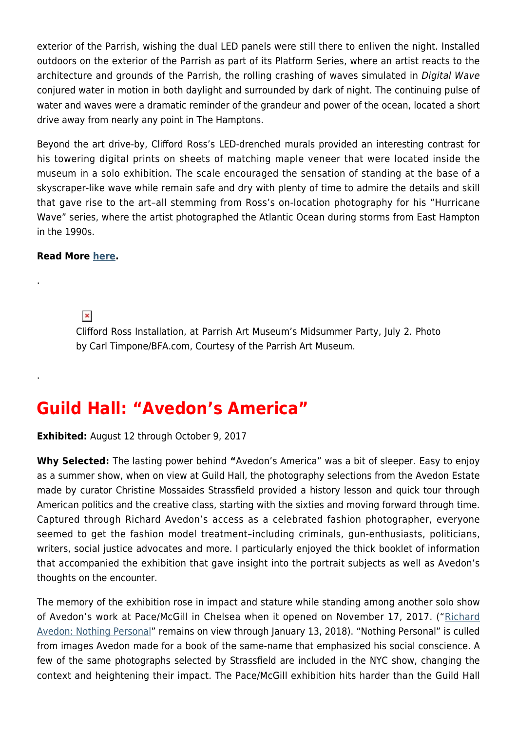exterior of the Parrish, wishing the dual LED panels were still there to enliven the night. Installed outdoors on the exterior of the Parrish as part of its Platform Series, where an artist reacts to the architecture and grounds of the Parrish, the rolling crashing of waves simulated in *Digital Wave* conjured water in motion in both daylight and surrounded by dark of night. The continuing pulse of water and waves were a dramatic reminder of the grandeur and power of the ocean, located a short drive away from nearly any point in The Hamptons.

Beyond the art drive-by, Clifford Ross's LED-drenched murals provided an interesting contrast for his towering digital prints on sheets of matching maple veneer that were located inside the museum in a solo exhibition. The scale encouraged the sensation of standing at the base of a skyscraper-like wave while remain safe and dry with plenty of time to admire the details and skill that gave rise to the art–all stemming from Ross's on-location photography for his "Hurricane Wave" series, where the artist photographed the Atlantic Ocean during storms from East Hampton in the 1990s.

**Read More here.**

.

Clifford Ross Installation, at Parrish Art Museum's Midsummer Party, July 2. Photo by Carl Timpone/BFA.com, Courtesy of the Parrish Art Museum.

.

## Guild Hall: "Avedon's America"

**Exhibited:** August 12 through October 9, 2017

**Why Selected:** The lasting power behind **"**Avedon's America" was a bit of sleeper. Easy to enjoy as a summer show, when on view at Guild Hall, the photography selections from the Avedon Estate made by curator Christine Mossaides Strassfield provided a history lesson and quick tour through American politics and the creative class, starting with the sixties and moving forward through time. Captured through Richard Avedon's access as a celebrated fashion photographer, everyone seemed to get the fashion model treatment–including criminals, gun-enthusiasts, politicians, writers, social justice advocates and more. I particularly enjoyed the thick booklet of information that accompanied the exhibition that gave insight into the portrait subjects as well as Avedon's thoughts on the encounter.

The memory of the exhibition rose in impact and stature while standing among another solo show of Avedon's work at Pace/McGill in Chelsea when it opened on November 17, 2017. ("Richard Avedon: Nothing Personal" remains on view through January 13, 2018). "Nothing Personal" is culled from images Avedon made for a book of the same-name that emphasized his social conscience. A few of the same photographs selected by Strassfield are included in the NYC show, changing the context and heightening their impact. The Pace/McGill exhibition hits harder than the Guild Hall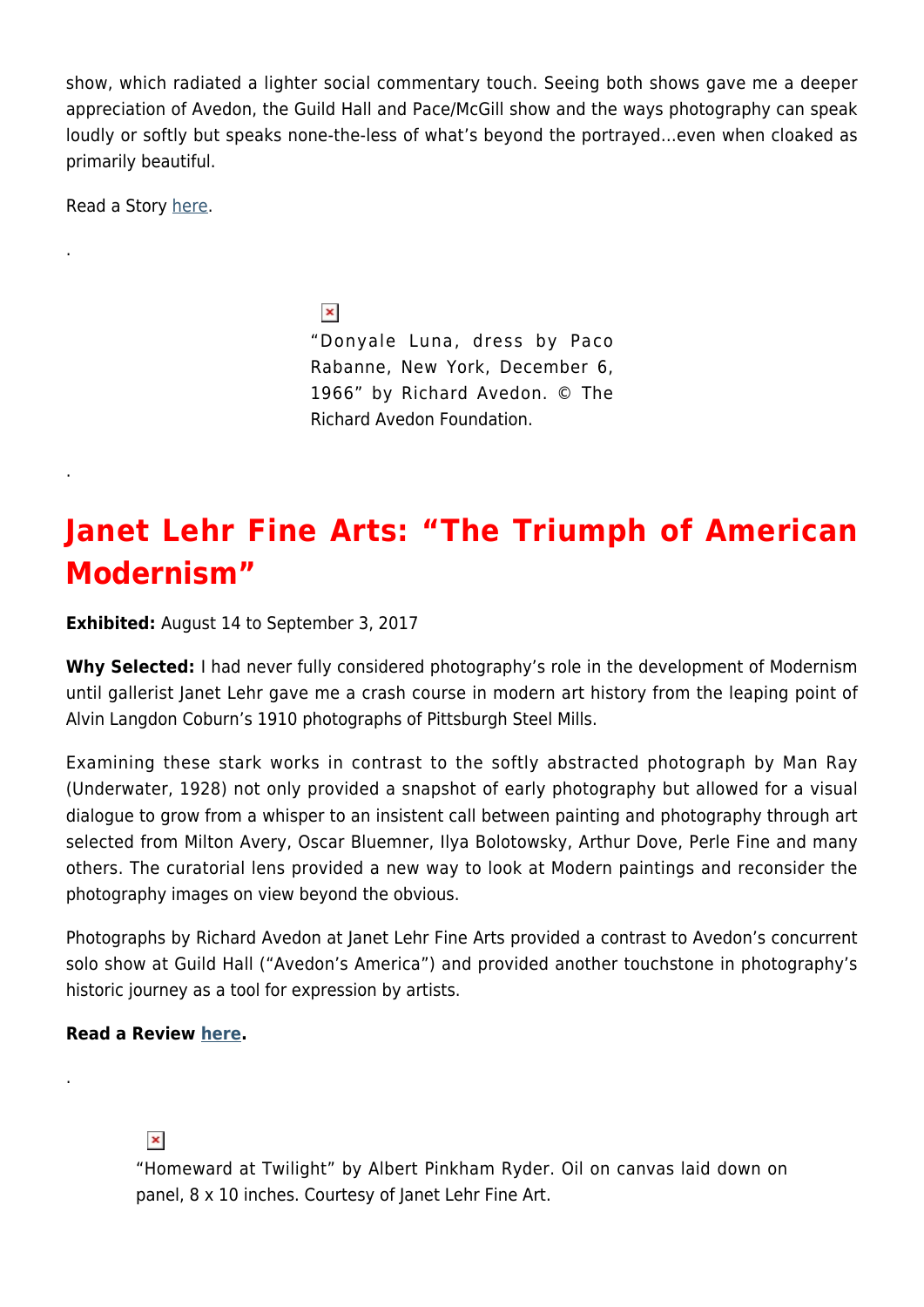show, which radiated a lighter social commentary touch. Seeing both shows gave me a deeper appreciation of Avedon, the Guild Hall and Pace/McGill show and the ways photography can speak loudly or softly but speaks none-the-less of what's beyond the portrayed…even when cloaked as primarily beautiful.

Read a Story here.

.

"Donyale Luna, dress by Paco Rabanne, New York, December 6, 1966" by Richard Avedon. © The Richard Avedon Foundation.

.

## Janet Lehr Fine Arts: "The Triumph of American Modernism"

**Exhibited:** August 14 to September 3, 2017

**Why Selected:** I had never fully considered photography's role in the development of Modernism until gallerist Janet Lehr gave me a crash course in modern art history from the leaping point of Alvin Langdon Coburn's 1910 photographs of Pittsburgh Steel Mills.

Examining these stark works in contrast to the softly abstracted photograph by Man Ray (Underwater, 1928) not only provided a snapshot of early photography but allowed for a visual dialogue to grow from a whisper to an insistent call between painting and photography through art selected from Milton Avery, Oscar Bluemner, Ilya Bolotowsky, Arthur Dove, Perle Fine and many others. The curatorial lens provided a new way to look at Modern paintings and reconsider the photography images on view beyond the obvious.

Photographs by Richard Avedon at Janet Lehr Fine Arts provided a contrast to Avedon's concurrent solo show at Guild Hall ("Avedon's America") and provided another touchstone in photography's historic journey as a tool for expression by artists.

**Read a Review here.**

.

"Homeward at Twilight" by Albert Pinkham Ryder. Oil on canvas laid down on panel, 8 x 10 inches. Courtesy of Janet Lehr Fine Art.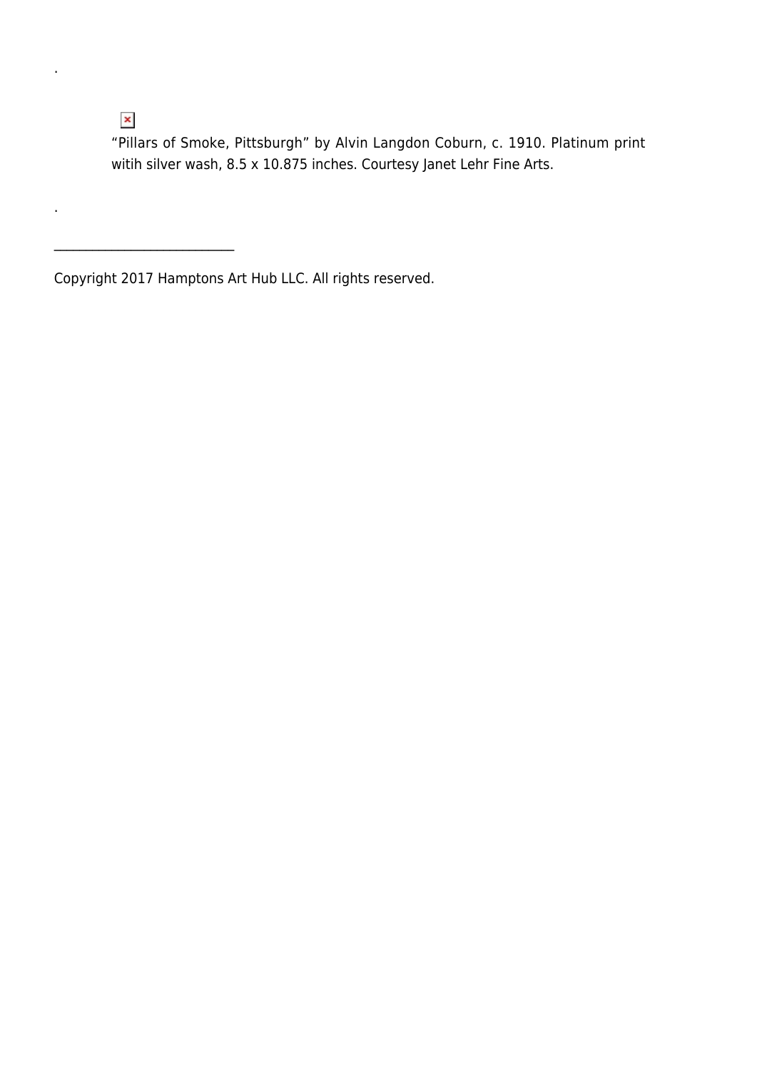.

“Pillars of Smoke, Pittsburgh” by Alvin Langdon Coburn, c. 1910. Platinum print witih silver wash, 8.5 x 10.875 inches. Courtesy Janet Lehr Fine Arts.

.

___________________________

Copyright 2017 Hamptons Art Hub LLC. All rights reserved.